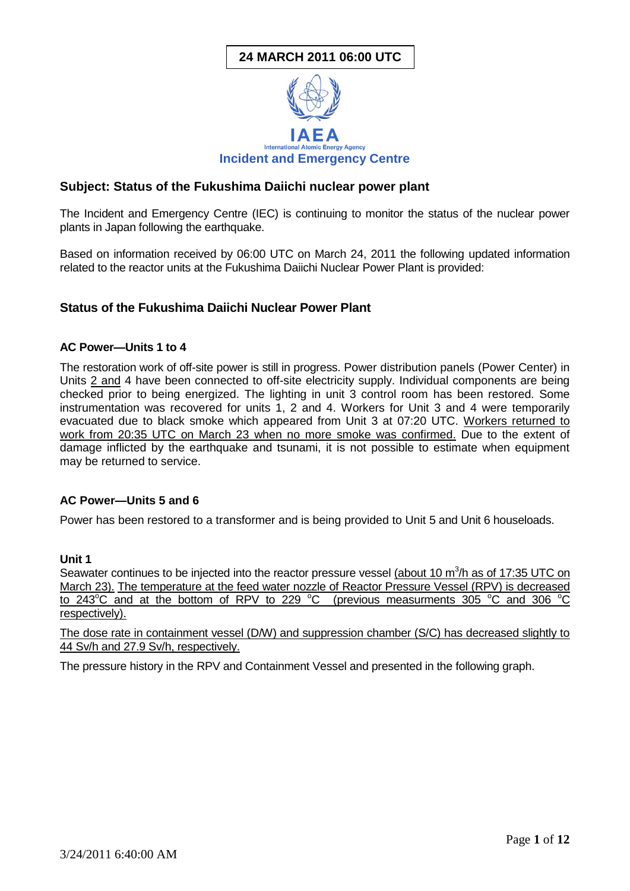**24 MARCH 2011 06:00 UTC**

IAEA
International Atomic Energy Agency
**Incident and Emergency Centre**

## Subject: Status of the Fukushima Daiichi nuclear power plant

The Incident and Emergency Centre (IEC) is continuing to monitor the status of the nuclear power plants in Japan following the earthquake.

Based on information received by 06:00 UTC on March 24, 2011 the following updated information related to the reactor units at the Fukushima Daiichi Nuclear Power Plant is provided:

## Status of the Fukushima Daiichi Nuclear Power Plant

### AC Power—Units 1 to 4

The restoration work of off-site power is still in progress. Power distribution panels (Power Center) in Units 2 and 4 have been connected to off-site electricity supply. Individual components are being checked prior to being energized. The lighting in unit 3 control room has been restored. Some instrumentation was recovered for units 1, 2 and 4. Workers for Unit 3 and 4 were temporarily evacuated due to black smoke which appeared from Unit 3 at 07:20 UTC. Workers returned to work from 20:35 UTC on March 23 when no more smoke was confirmed. Due to the extent of damage inflicted by the earthquake and tsunami, it is not possible to estimate when equipment may be returned to service.

### AC Power—Units 5 and 6

Power has been restored to a transformer and is being provided to Unit 5 and Unit 6 houseloads.

### Unit 1

Seawater continues to be injected into the reactor pressure vessel (about 10 $m^3$/h as of 17:35 UTC on March 23). The temperature at the feed water nozzle of Reactor Pressure Vessel (RPV) is decreased to 243°C and at the bottom of RPV to 229 °C (previous measurments 305 °C and 306 °C respectively).

The dose rate in containment vessel (D/W) and suppression chamber (S/C) has decreased slightly to 44 Sv/h and 27.9 Sv/h, respectively.

The pressure history in the RPV and Containment Vessel and presented in the following graph.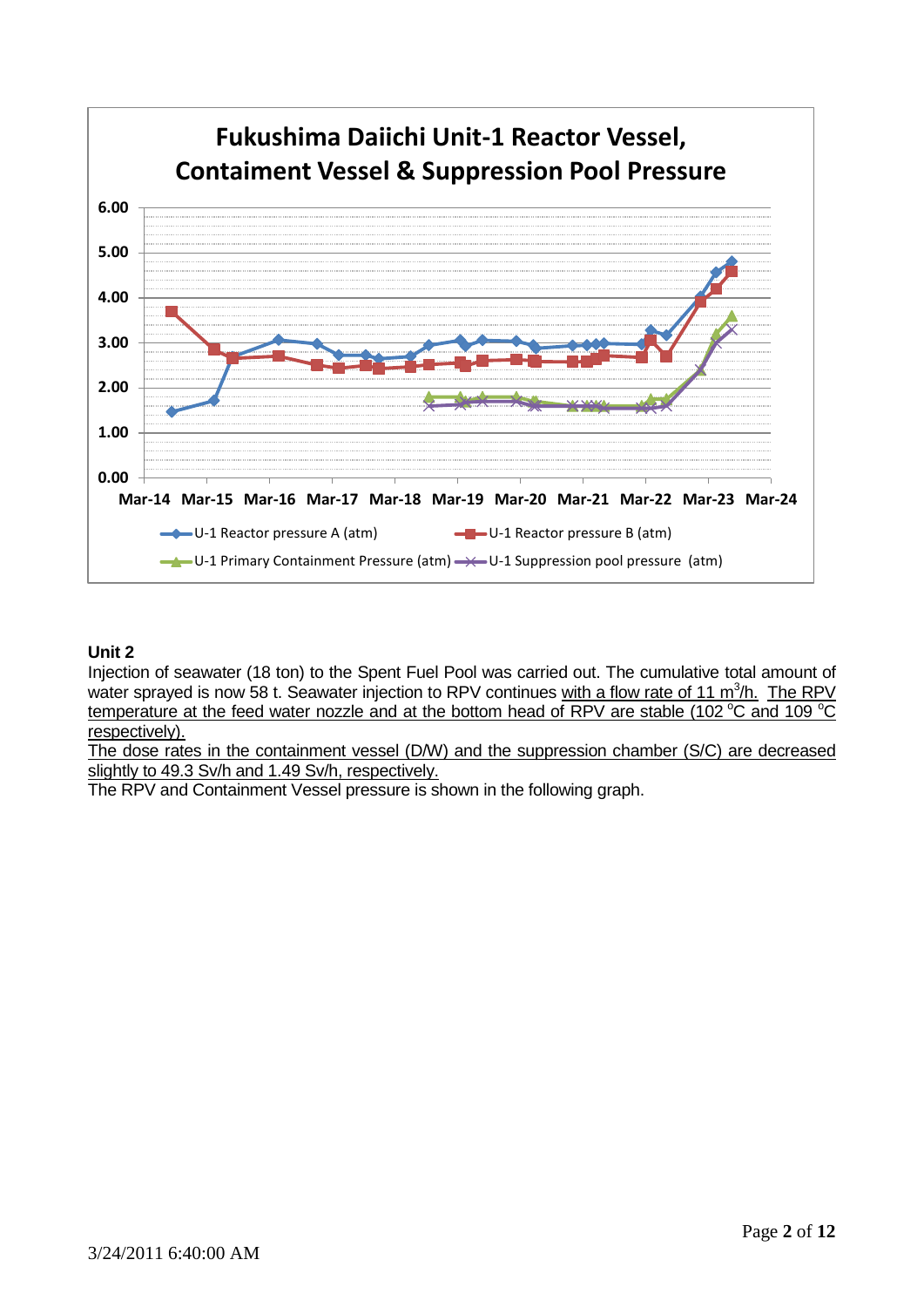**Fukushima Daiichi Unit-1 Reactor Vessel, Containment Vessel & Suppression Pool Pressure**

U-1 Reactor pressure A (atm); U-1 Reactor pressure B (atm); U-1 Primary Containment Pressure (atm); U-1 Suppression pool pressure (atm)

Mar-14, Mar-15, Mar-16, Mar-17, Mar-18, Mar-19, Mar-20, Mar-21, Mar-22, Mar-23, Mar-24

### Unit 2

Injection of seawater (18 ton) to the Spent Fuel Pool was carried out. The cumulative total amount of water sprayed is now 58 t. Seawater injection to RPV continues with a flow rate of 11 $m^3$/h. The RPV temperature at the feed water nozzle and at the bottom head of RPV are stable (102 °C and 109 °C respectively).

The dose rates in the containment vessel (D/W) and the suppression chamber (S/C) are decreased slightly to 49.3 Sv/h and 1.49 Sv/h, respectively.

The RPV and Containment Vessel pressure is shown in the following graph.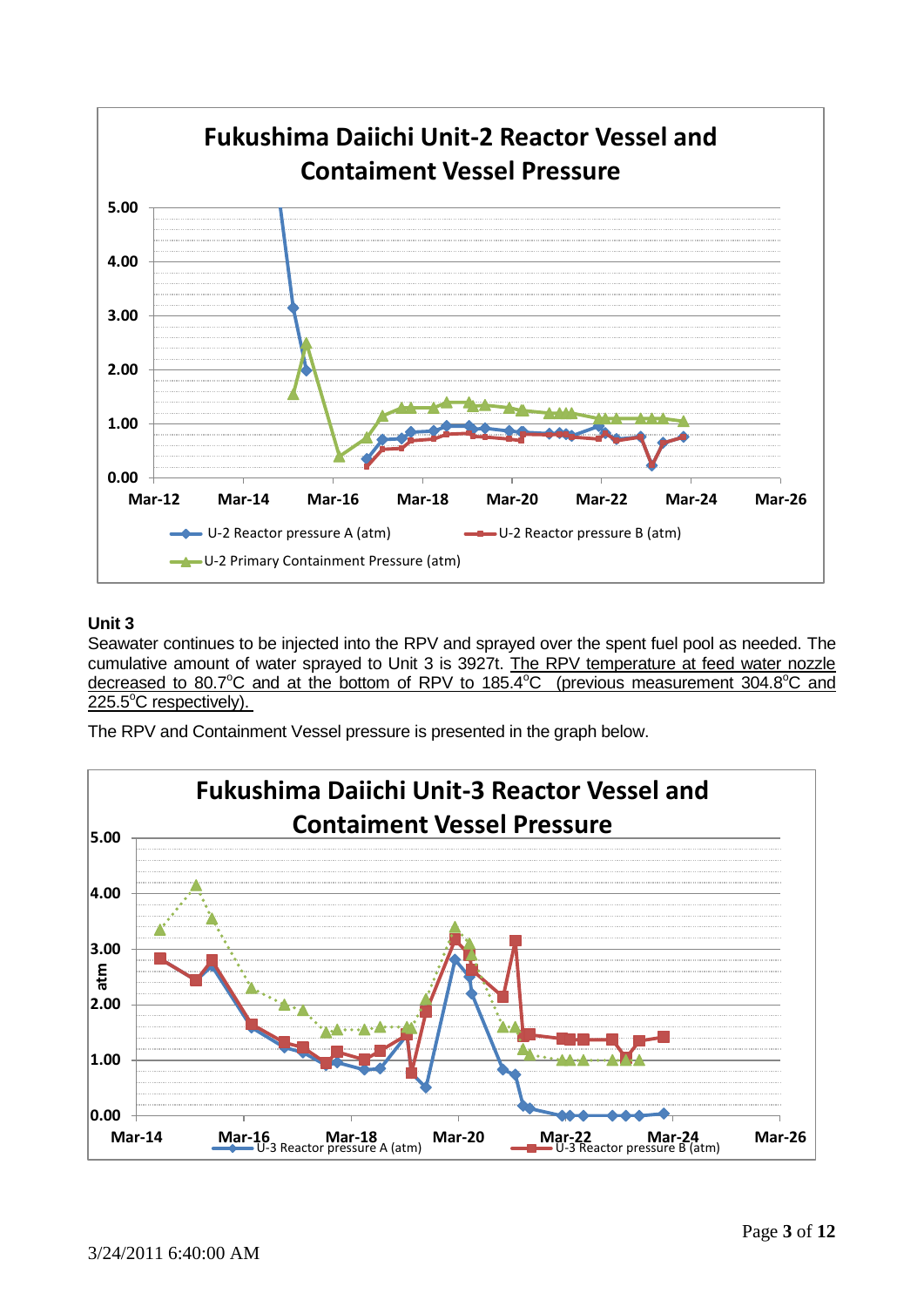**Fukushima Daiichi Unit-2 Reactor Vessel and Contaiment Vessel Pressure**

U-2 Reactor pressure A (atm) | U-2 Reactor pressure B (atm) | U-2 Primary Containment Pressure (atm)

### Unit 3

Seawater continues to be injected into the RPV and sprayed over the spent fuel pool as needed. The cumulative amount of water sprayed to Unit 3 is 3927t. The RPV temperature at feed water nozzle decreased to 80.7°C and at the bottom of RPV to 185.4°C (previous measurement 304.8°C and 225.5°C respectively).

The RPV and Containment Vessel pressure is presented in the graph below.

**Fukushima Daiichi Unit-3 Reactor Vessel and Contaiment Vessel Pressure**

U-3 Reactor pressure A (atm) | U-3 Reactor pressure B (atm)

3/24/2011 6:40:00 AM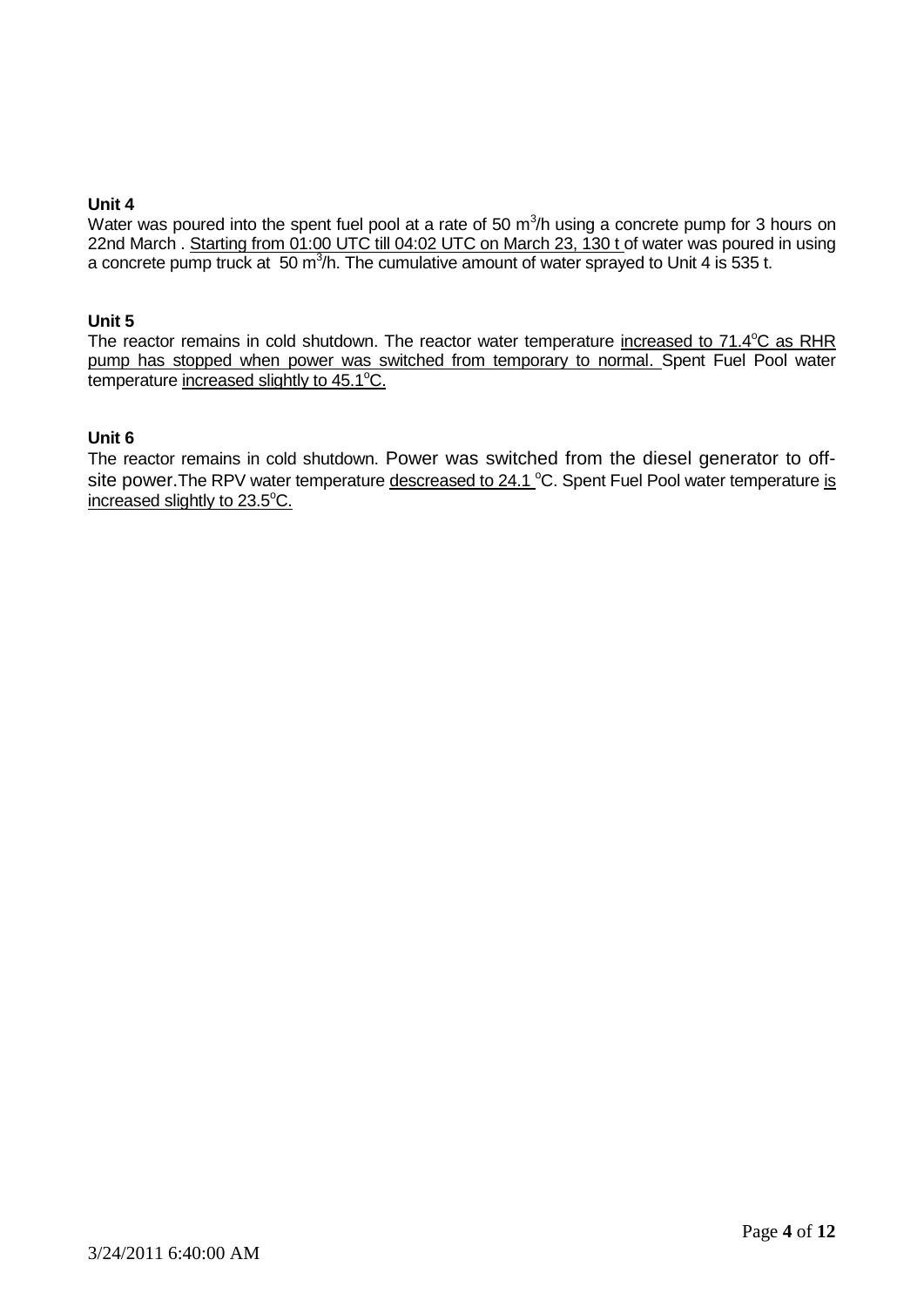**Unit 4**

Water was poured into the spent fuel pool at a rate of 50 $m^3$/h using a concrete pump for 3 hours on 22nd March . Starting from 01:00 UTC till 04:02 UTC on March 23, 130 t of water was poured in using a concrete pump truck at 50 $m^3$/h. The cumulative amount of water sprayed to Unit 4 is 535 t.

**Unit 5**

The reactor remains in cold shutdown. The reactor water temperature increased to 71.4°C as RHR pump has stopped when power was switched from temporary to normal. Spent Fuel Pool water temperature increased slightly to 45.1°C.

**Unit 6**

The reactor remains in cold shutdown. Power was switched from the diesel generator to off-site power.The RPV water temperature descreased to 24.1 °C. Spent Fuel Pool water temperature is increased slightly to 23.5°C.

3/24/2011 6:40:00 AM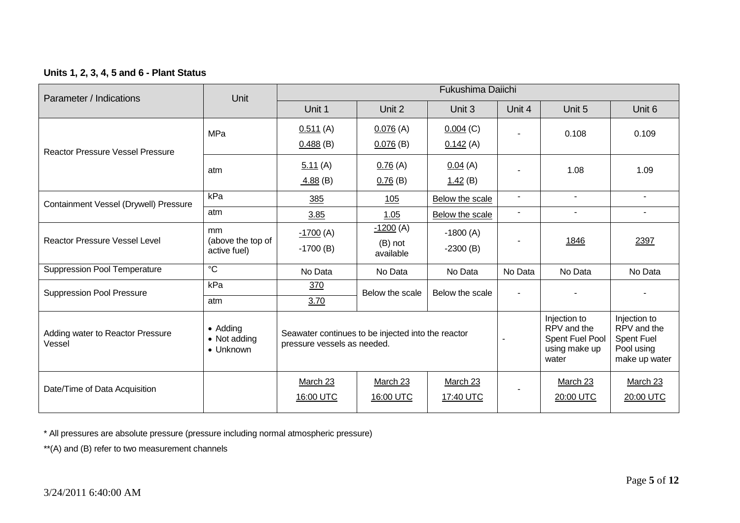**Units 1, 2, 3, 4, 5 and 6 - Plant Status**

| Parameter / Indications | Unit | Fukushima Daiichi | | | | | |
|---|---|---|---|---|---|---|---|
| | | Unit 1 | Unit 2 | Unit 3 | Unit 4 | Unit 5 | Unit 6 |
| Reactor Pressure Vessel Pressure | MPa | 0.511 (A) 0.488 (B) | 0.076 (A) 0.076 (B) | 0.004 (C) 0.142 (A) | - | 0.108 | 0.109 |
| | atm | 5.11 (A) 4.88 (B) | 0.76 (A) 0.76 (B) | 0.04 (A) 1.42 (B) | - | 1.08 | 1.09 |
| Containment Vessel (Drywell) Pressure | kPa | 385 | 105 | Below the scale | - | - | - |
| | atm | 3.85 | 1.05 | Below the scale | - | - | - |
| Reactor Pressure Vessel Level | mm (above the top of active fuel) | -1700 (A) -1700 (B) | -1200 (A) (B) not available | -1800 (A) -2300 (B) | - | 1846 | 2397 |
| Suppression Pool Temperature | °C | No Data | No Data | No Data | No Data | No Data | No Data |
| Suppression Pool Pressure | kPa | 370 | Below the scale | Below the scale | - | - | - |
| | atm | 3.70 | | | | | |
| Adding water to Reactor Pressure Vessel | • Adding • Not adding • Unknown | Seawater continues to be injected into the reactor pressure vessels as needed. | | | - | Injection to RPV and the Spent Fuel Pool using make up water | Injection to RPV and the Spent Fuel Pool using make up water |
| Date/Time of Data Acquisition | | March 23 16:00 UTC | March 23 16:00 UTC | March 23 17:40 UTC | - | March 23 20:00 UTC | March 23 20:00 UTC |

* All pressures are absolute pressure (pressure including normal atmospheric pressure)

**(A) and (B) refer to two measurement channels

3/24/2011 6:40:00 AM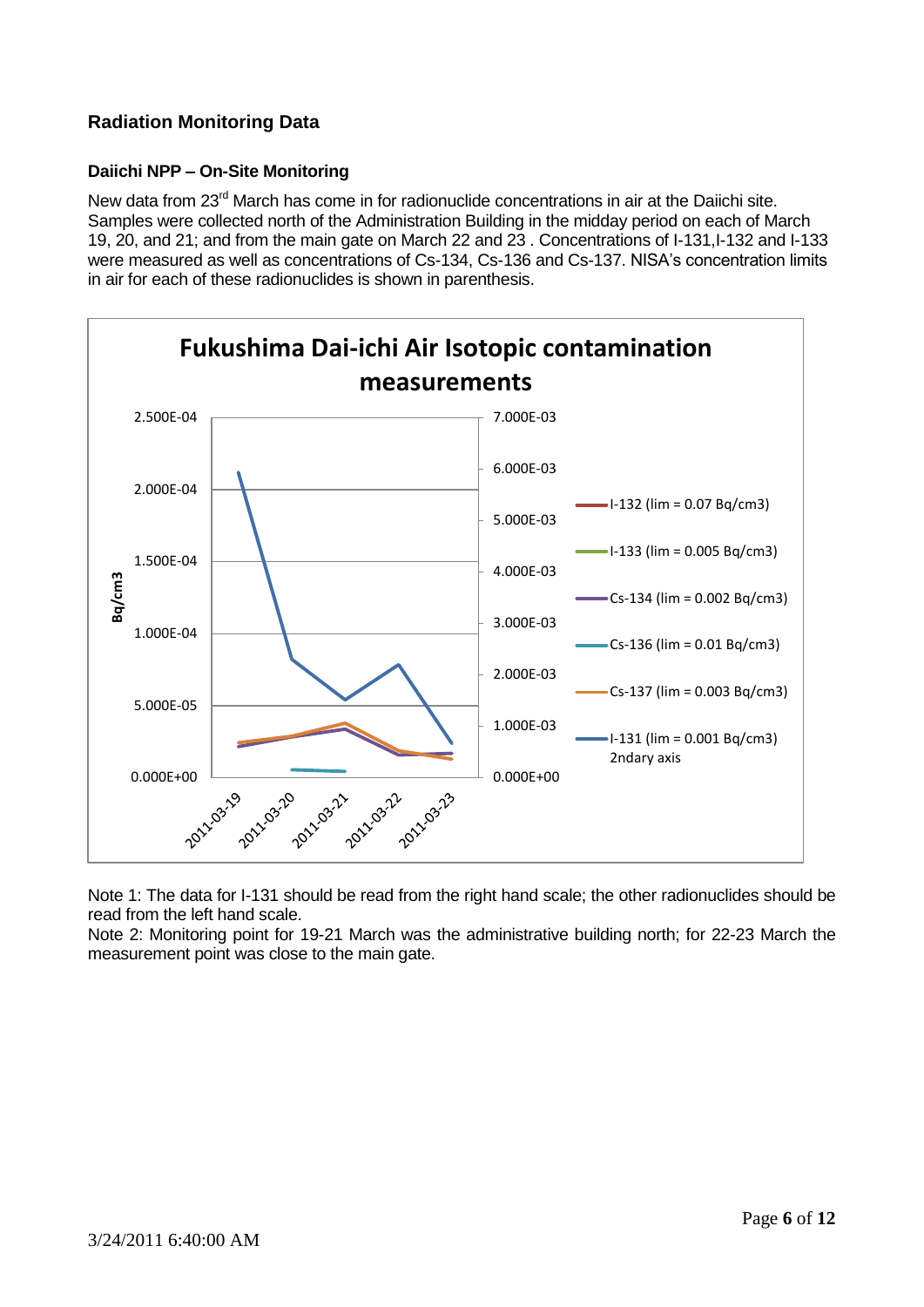## Radiation Monitoring Data

### Daiichi NPP – On-Site Monitoring

New data from 23rd March has come in for radionuclide concentrations in air at the Daiichi site. Samples were collected north of the Administration Building in the midday period on each of March 19, 20, and 21; and from the main gate on March 22 and 23 . Concentrations of I-131,I-132 and I-133 were measured as well as concentrations of Cs-134, Cs-136 and Cs-137. NISA's concentration limits in air for each of these radionuclides is shown in parenthesis.

**Fukushima Dai-ichi Air Isotopic contamination measurements**

- I-132 (lim = 0.07 Bq/cm3)
- I-133 (lim = 0.005 Bq/cm3)
- Cs-134 (lim = 0.002 Bq/cm3)
- Cs-136 (lim = 0.01 Bq/cm3)
- Cs-137 (lim = 0.003 Bq/cm3)
- I-131 (lim = 0.001 Bq/cm3) 2ndary axis

Note 1: The data for I-131 should be read from the right hand scale; the other radionuclides should be read from the left hand scale.

Note 2: Monitoring point for 19-21 March was the administrative building north; for 22-23 March the measurement point was close to the main gate.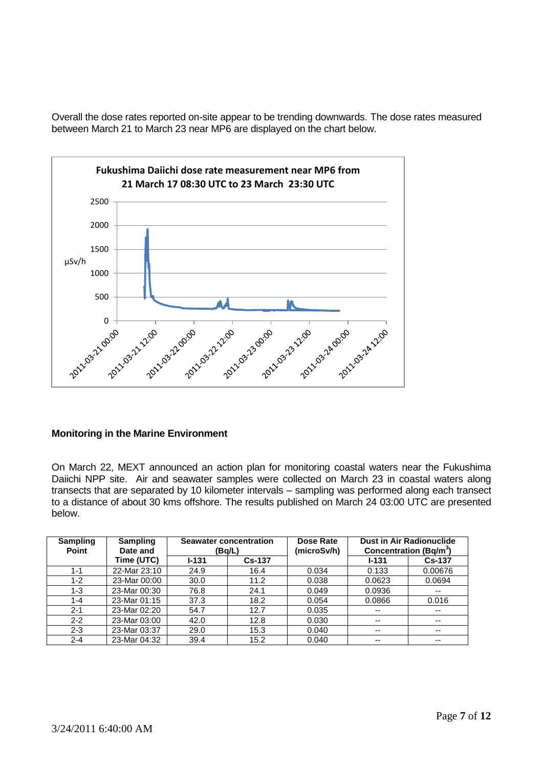Overall the dose rates reported on-site appear to be trending downwards. The dose rates measured between March 21 to March 23 near MP6 are displayed on the chart below.

**Fukushima Daiichi dose rate measurement near MP6 from 21 March 17 08:30 UTC to 23 March 23:30 UTC**

### Monitoring in the Marine Environment

On March 22, MEXT announced an action plan for monitoring coastal waters near the Fukushima Daiichi NPP site. Air and seawater samples were collected on March 23 in coastal waters along transects that are separated by 10 kilometer intervals – sampling was performed along each transect to a distance of about 30 kms offshore. The results published on March 24 03:00 UTC are presented below.

| Sampling Point | Sampling Date and Time (UTC) | Seawater concentration (Bq/L) | | Dose Rate (microSv/h) | Dust in Air Radionuclide Concentration (Bq/m$^3$) | |
|---|---|---|---|---|---|---|
| | | I-131 | Cs-137 | | I-131 | Cs-137 |
| 1-1 | 22-Mar 23:10 | 24.9 | 16.4 | 0.034 | 0.133 | 0.00676 |
| 1-2 | 23-Mar 00:00 | 30.0 | 11.2 | 0.038 | 0.0623 | 0.0694 |
| 1-3 | 23-Mar 00:30 | 76.8 | 24.1 | 0.049 | 0.0936 | -- |
| 1-4 | 23-Mar 01:15 | 37.3 | 18.2 | 0.054 | 0.0866 | 0.016 |
| 2-1 | 23-Mar 02:20 | 54.7 | 12.7 | 0.035 | -- | -- |
| 2-2 | 23-Mar 03:00 | 42.0 | 12.8 | 0.030 | -- | -- |
| 2-3 | 23-Mar 03:37 | 29.0 | 15.3 | 0.040 | -- | -- |
| 2-4 | 23-Mar 04:32 | 39.4 | 15.2 | 0.040 | -- | -- |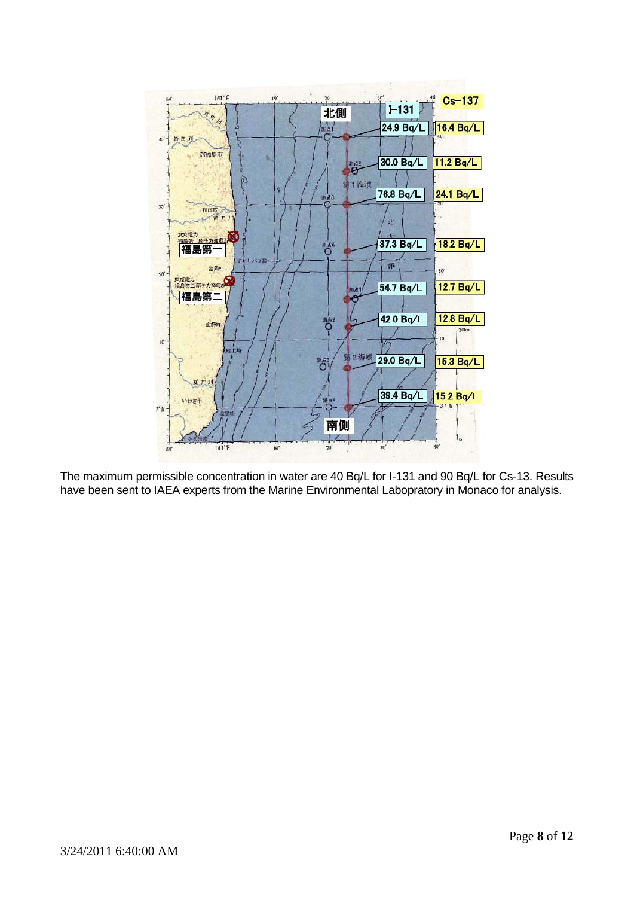The maximum permissible concentration in water are 40 Bq/L for I-131 and 90 Bq/L for Cs-13. Results have been sent to IAEA experts from the Marine Environmental Labopratory in Monaco for analysis.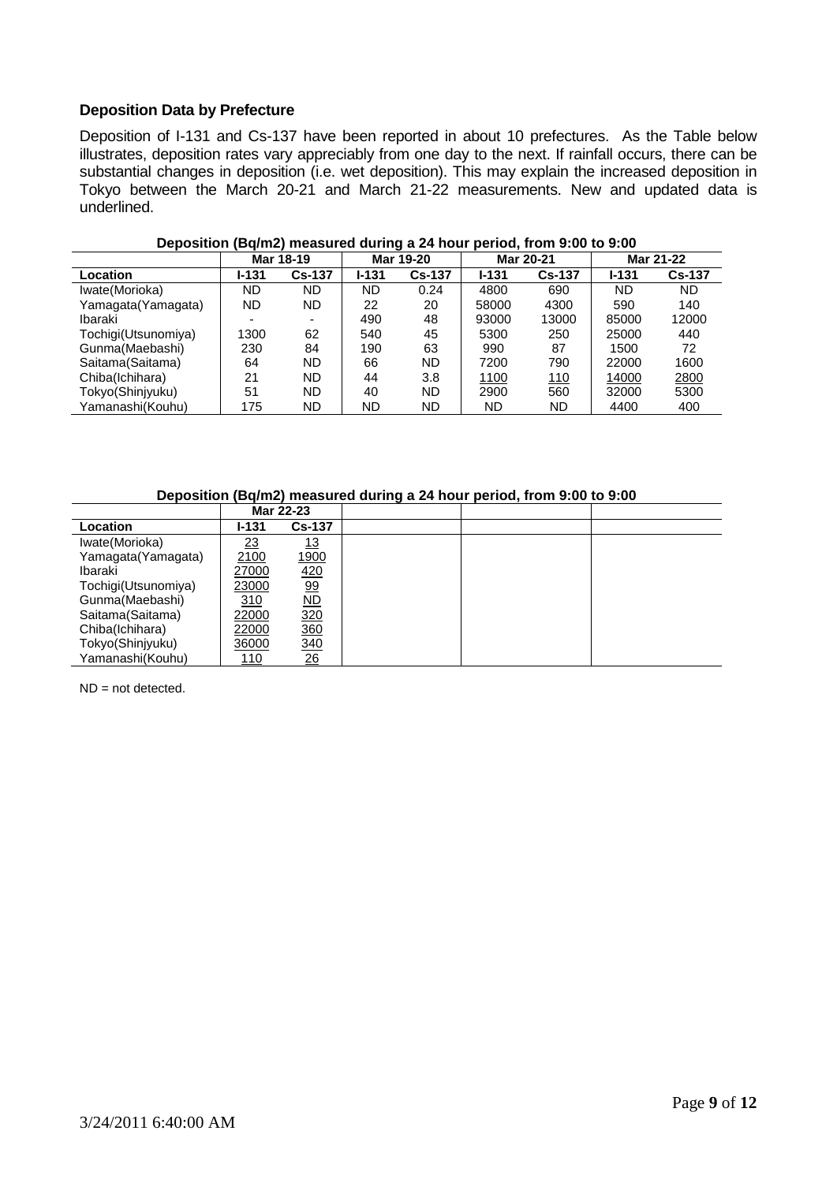**Deposition Data by Prefecture**

Deposition of I-131 and Cs-137 have been reported in about 10 prefectures. As the Table below illustrates, deposition rates vary appreciably from one day to the next. If rainfall occurs, there can be substantial changes in deposition (i.e. wet deposition). This may explain the increased deposition in Tokyo between the March 20-21 and March 21-22 measurements. New and updated data is underlined.

**Deposition (Bq/m2) measured during a 24 hour period, from 9:00 to 9:00**

| | Mar 18-19 | | Mar 19-20 | | Mar 20-21 | | Mar 21-22 | |
|---|---|---|---|---|---|---|---|---|
| **Location** | **I-131** | **Cs-137** | **I-131** | **Cs-137** | **I-131** | **Cs-137** | **I-131** | **Cs-137** |
| Iwate(Morioka) | ND | ND | ND | 0.24 | 4800 | 690 | ND | ND |
| Yamagata(Yamagata) | ND | ND | 22 | 20 | 58000 | 4300 | 590 | 140 |
| Ibaraki | - | - | 490 | 48 | 93000 | 13000 | 85000 | 12000 |
| Tochigi(Utsunomiya) | 1300 | 62 | 540 | 45 | 5300 | 250 | 25000 | 440 |
| Gunma(Maebashi) | 230 | 84 | 190 | 63 | 990 | 87 | 1500 | 72 |
| Saitama(Saitama) | 64 | ND | 66 | ND | 7200 | 790 | 22000 | 1600 |
| Chiba(Ichihara) | 21 | ND | 44 | 3.8 | <u>1100</u> | <u>110</u> | <u>14000</u> | <u>2800</u> |
| Tokyo(Shinjyuku) | 51 | ND | 40 | ND | 2900 | 560 | 32000 | 5300 |
| Yamanashi(Kouhu) | 175 | ND | ND | ND | ND | ND | 4400 | 400 |

**Deposition (Bq/m2) measured during a 24 hour period, from 9:00 to 9:00**

| | Mar 22-23 | |
|---|---|---|
| **Location** | **I-131** | **Cs-137** |
| Iwate(Morioka) | <u>23</u> | <u>13</u> |
| Yamagata(Yamagata) | <u>2100</u> | <u>1900</u> |
| Ibaraki | <u>27000</u> | <u>420</u> |
| Tochigi(Utsunomiya) | <u>23000</u> | <u>99</u> |
| Gunma(Maebashi) | <u>310</u> | <u>ND</u> |
| Saitama(Saitama) | <u>22000</u> | <u>320</u> |
| Chiba(Ichihara) | <u>22000</u> | <u>360</u> |
| Tokyo(Shinjyuku) | <u>36000</u> | <u>340</u> |
| Yamanashi(Kouhu) | <u>110</u> | <u>26</u> |

ND = not detected.

3/24/2011 6:40:00 AM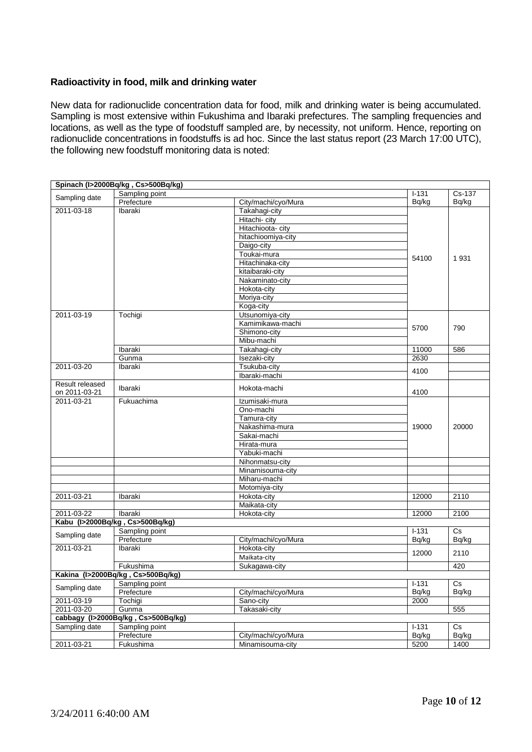**Radioactivity in food, milk and drinking water**

New data for radionuclide concentration data for food, milk and drinking water is being accumulated. Sampling is most extensive within Fukushima and Ibaraki prefectures. The sampling frequencies and locations, as well as the type of foodstuff sampled are, by necessity, not uniform. Hence, reporting on radionuclide concentrations in foodstuffs is ad hoc. Since the last status report (23 March 17:00 UTC), the following new foodstuff monitoring data is noted:

| **Spinach (I>2000Bq/kg , Cs>500Bq/kg)** | | | | |
|---|---|---|---|---|
| Sampling date | Sampling point | | I-131 | Cs-137 |
| | Prefecture | City/machi/cyo/Mura | Bq/kg | Bq/kg |
| 2011-03-18 | Ibaraki | Takahagi-city | 54100 | 1 931 |
| | | Hitachi- city | | |
| | | Hitachioota- city | | |
| | | hitachioomiya-city | | |
| | | Daigo-city | | |
| | | Toukai-mura | | |
| | | Hitachinaka-city | | |
| | | kitaibaraki-city | | |
| | | Nakaminato-city | | |
| | | Hokota-city | | |
| | | Moriya-city | | |
| | | Koga-city | | |
| 2011-03-19 | Tochigi | Utsunomiya-city | 5700 | 790 |
| | | Kamimikawa-machi | | |
| | | Shimono-city | | |
| | | Mibu-machi | | |
| | Ibaraki | Takahagi-city | 11000 | 586 |
| | Gunma | Isezaki-city | 2630 | |
| 2011-03-20 | Ibaraki | Tsukuba-city | 4100 | |
| | | Ibaraki-machi | | |
| Result released on 2011-03-21 | Ibaraki | Hokota-machi | 4100 | |
| 2011-03-21 | Fukuachima | Izumisaki-mura | 19000 | 20000 |
| | | Ono-machi | | |
| | | Tamura-city | | |
| | | Nakashima-mura | | |
| | | Sakai-machi | | |
| | | Hirata-mura | | |
| | | Yabuki-machi | | |
| | | Nihonmatsu-city | | |
| | | Minamisouma-city | | |
| | | Miharu-machi | | |
| | | Motomiya-city | | |
| 2011-03-21 | Ibaraki | Hokota-city | 12000 | 2110 |
| | | Maikata-city | | |
| 2011-03-22 | Ibaraki | Hokota-city | 12000 | 2100 |
| **Kabu (I>2000Bq/kg , Cs>500Bq/kg)** | | | | |
| Sampling date | Sampling point | | I-131 | Cs |
| | Prefecture | City/machi/cyo/Mura | Bq/kg | Bq/kg |
| 2011-03-21 | Ibaraki | Hokota-city | 12000 | 2110 |
| | | Maikata-city | | |
| | Fukushima | Sukagawa-city | | 420 |
| **Kakina (I>2000Bq/kg , Cs>500Bq/kg)** | | | | |
| Sampling date | Sampling point | | I-131 | Cs |
| | Prefecture | City/machi/cyo/Mura | Bq/kg | Bq/kg |
| 2011-03-19 | Tochigi | Sano-city | 2000 | |
| 2011-03-20 | Gunma | Takasaki-city | | 555 |
| **cabbagy (I>2000Bq/kg , Cs>500Bq/kg)** | | | | |
| Sampling date | Sampling point | | I-131 | Cs |
| | Prefecture | City/machi/cyo/Mura | Bq/kg | Bq/kg |
| 2011-03-21 | Fukushima | Minamisouma-city | 5200 | 1400 |

3/24/2011 6:40:00 AM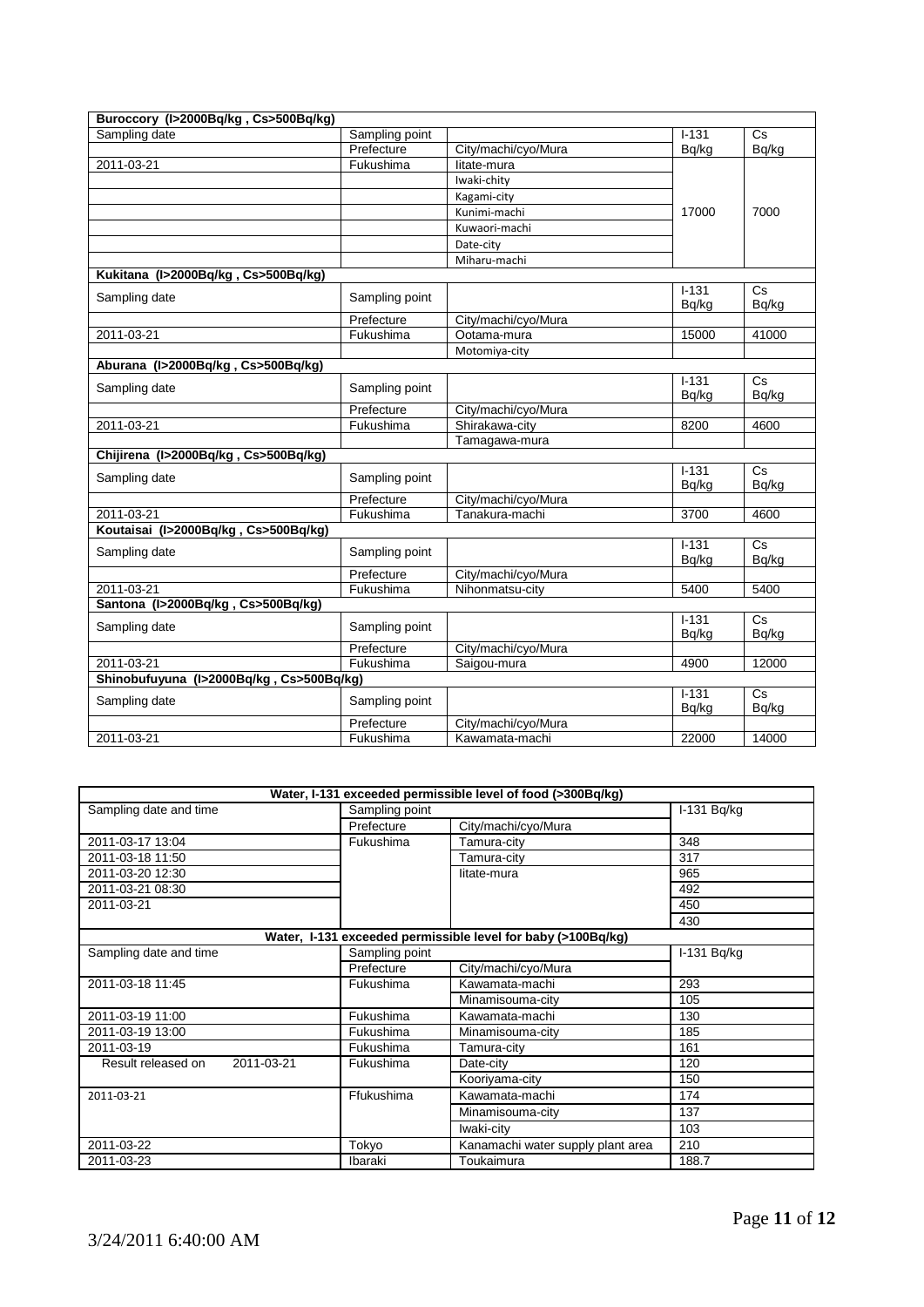| Buroccory (I>2000Bq/kg , Cs>500Bq/kg) | | | | |
|---|---|---|---|---|
| Sampling date | Sampling point | | I-131 | Cs |
| | Prefecture | City/machi/cyo/Mura | Bq/kg | Bq/kg |
| 2011-03-21 | Fukushima | Iitate-mura | 17000 | 7000 |
| | | Iwaki-chity | | |
| | | Kagami-city | | |
| | | Kunimi-machi | | |
| | | Kuwaori-machi | | |
| | | Date-city | | |
| | | Miharu-machi | | |

| Kukitana (I>2000Bq/kg , Cs>500Bq/kg) | | | | |
|---|---|---|---|---|
| Sampling date | Sampling point | | I-131 Bq/kg | Cs Bq/kg |
| | Prefecture | City/machi/cyo/Mura | | |
| 2011-03-21 | Fukushima | Ootama-mura | 15000 | 41000 |
| | | Motomiya-city | | |

| Aburana (I>2000Bq/kg , Cs>500Bq/kg) | | | | |
|---|---|---|---|---|
| Sampling date | Sampling point | | I-131 Bq/kg | Cs Bq/kg |
| | Prefecture | City/machi/cyo/Mura | | |
| 2011-03-21 | Fukushima | Shirakawa-city | 8200 | 4600 |
| | | Tamagawa-mura | | |

| Chijirena (I>2000Bq/kg , Cs>500Bq/kg) | | | | |
|---|---|---|---|---|
| Sampling date | Sampling point | | I-131 Bq/kg | Cs Bq/kg |
| | Prefecture | City/machi/cyo/Mura | | |
| 2011-03-21 | Fukushima | Tanakura-machi | 3700 | 4600 |

| Koutaisai (I>2000Bq/kg , Cs>500Bq/kg) | | | | |
|---|---|---|---|---|
| Sampling date | Sampling point | | I-131 Bq/kg | Cs Bq/kg |
| | Prefecture | City/machi/cyo/Mura | | |
| 2011-03-21 | Fukushima | Nihonmatsu-city | 5400 | 5400 |

| Santona (I>2000Bq/kg , Cs>500Bq/kg) | | | | |
|---|---|---|---|---|
| Sampling date | Sampling point | | I-131 Bq/kg | Cs Bq/kg |
| | Prefecture | City/machi/cyo/Mura | | |
| 2011-03-21 | Fukushima | Saigou-mura | 4900 | 12000 |

| Shinobufuyuna (I>2000Bq/kg , Cs>500Bq/kg) | | | | |
|---|---|---|---|---|
| Sampling date | Sampling point | | I-131 Bq/kg | Cs Bq/kg |
| | Prefecture | City/machi/cyo/Mura | | |
| 2011-03-21 | Fukushima | Kawamata-machi | 22000 | 14000 |

| Water, I-131 exceeded permissible level of food (>300Bq/kg) | | | |
|---|---|---|---|
| Sampling date and time | Sampling point | | I-131 Bq/kg |
| | Prefecture | City/machi/cyo/Mura | |
| 2011-03-17 13:04 | Fukushima | Tamura-city | 348 |
| 2011-03-18 11:50 | | Tamura-city | 317 |
| 2011-03-20 12:30 | | Iitate-mura | 965 |
| 2011-03-21 08:30 | | | 492 |
| 2011-03-21 | | | 450 |
| | | | 430 |

| Water, I-131 exceeded permissible level for baby (>100Bq/kg) | | | |
|---|---|---|---|
| Sampling date and time | Sampling point | | I-131 Bq/kg |
| | Prefecture | City/machi/cyo/Mura | |
| 2011-03-18 11:45 | Fukushima | Kawamata-machi | 293 |
| | | Minamisouma-city | 105 |
| 2011-03-19 11:00 | Fukushima | Kawamata-machi | 130 |
| 2011-03-19 13:00 | Fukushima | Minamisouma-city | 185 |
| 2011-03-19 | Fukushima | Tamura-city | 161 |
| Result released on 2011-03-21 | Fukushima | Date-city | 120 |
| | | Kooriyama-city | 150 |
| 2011-03-21 | Ffukushima | Kawamata-machi | 174 |
| | | Minamisouma-city | 137 |
| | | Iwaki-city | 103 |
| 2011-03-22 | Tokyo | Kanamachi water supply plant area | 210 |
| 2011-03-23 | Ibaraki | Toukaimura | 188.7 |

3/24/2011 6:40:00 AM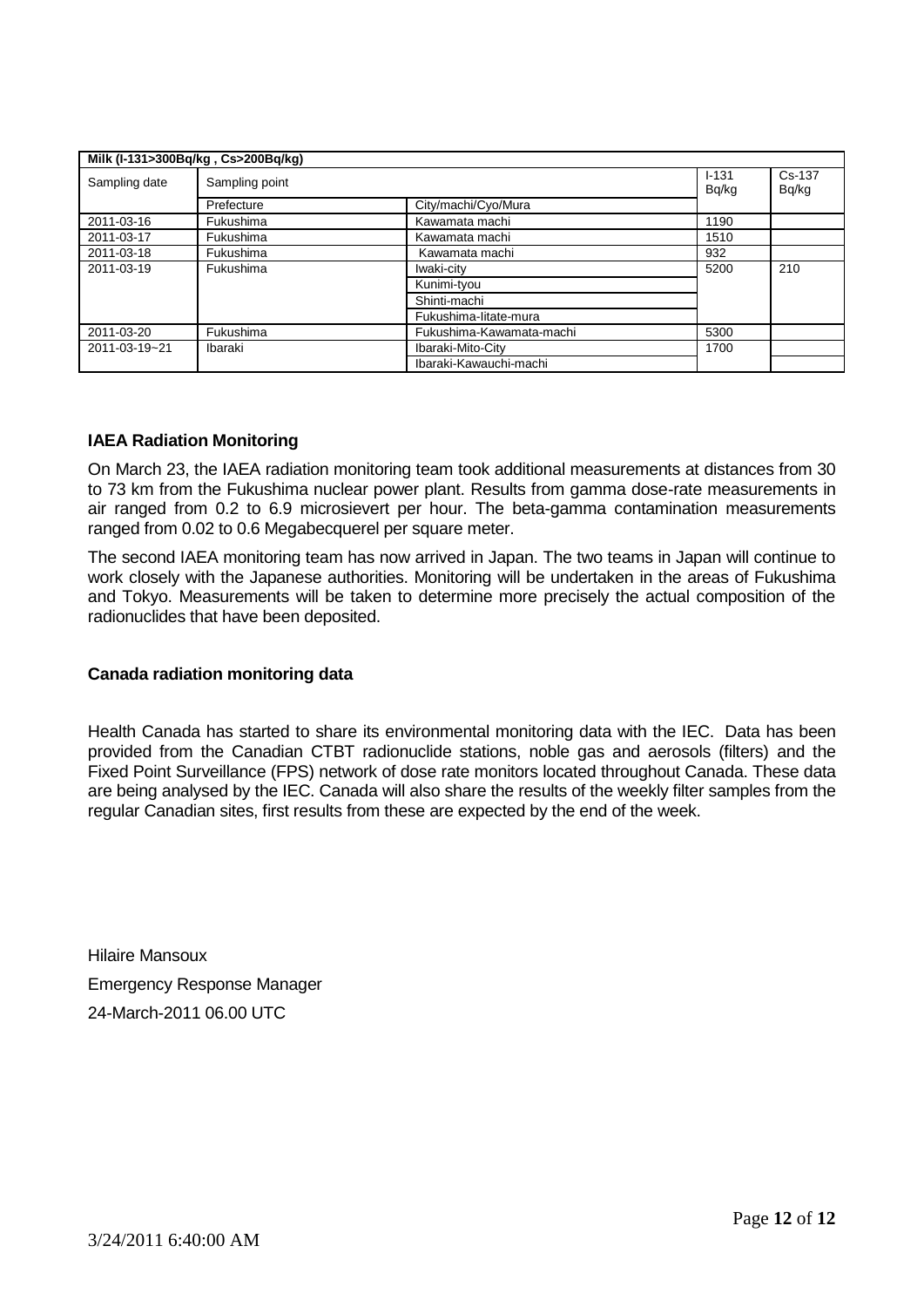| Milk (I-131>300Bq/kg , Cs>200Bq/kg) | | | | |
|---|---|---|---|---|
| Sampling date | Sampling point | | I-131 Bq/kg | Cs-137 Bq/kg |
| | Prefecture | City/machi/Cyo/Mura | | |
| 2011-03-16 | Fukushima | Kawamata machi | 1190 | |
| 2011-03-17 | Fukushima | Kawamata machi | 1510 | |
| 2011-03-18 | Fukushima | Kawamata machi | 932 | |
| 2011-03-19 | Fukushima | Iwaki-city | 5200 | 210 |
| | | Kunimi-tyou | | |
| | | Shinti-machi | | |
| | | Fukushima-Iitate-mura | | |
| 2011-03-20 | Fukushima | Fukushima-Kawamata-machi | 5300 | |
| 2011-03-19~21 | Ibaraki | Ibaraki-Mito-City | 1700 | |
| | | Ibaraki-Kawauchi-machi | | |

### IAEA Radiation Monitoring

On March 23, the IAEA radiation monitoring team took additional measurements at distances from 30 to 73 km from the Fukushima nuclear power plant. Results from gamma dose-rate measurements in air ranged from 0.2 to 6.9 microsievert per hour. The beta-gamma contamination measurements ranged from 0.02 to 0.6 Megabecquerel per square meter.

The second IAEA monitoring team has now arrived in Japan. The two teams in Japan will continue to work closely with the Japanese authorities. Monitoring will be undertaken in the areas of Fukushima and Tokyo. Measurements will be taken to determine more precisely the actual composition of the radionuclides that have been deposited.

### Canada radiation monitoring data

Health Canada has started to share its environmental monitoring data with the IEC. Data has been provided from the Canadian CTBT radionuclide stations, noble gas and aerosols (filters) and the Fixed Point Surveillance (FPS) network of dose rate monitors located throughout Canada. These data are being analysed by the IEC. Canada will also share the results of the weekly filter samples from the regular Canadian sites, first results from these are expected by the end of the week.

Hilaire Mansoux

Emergency Response Manager

24-March-2011 06.00 UTC

3/24/2011 6:40:00 AM